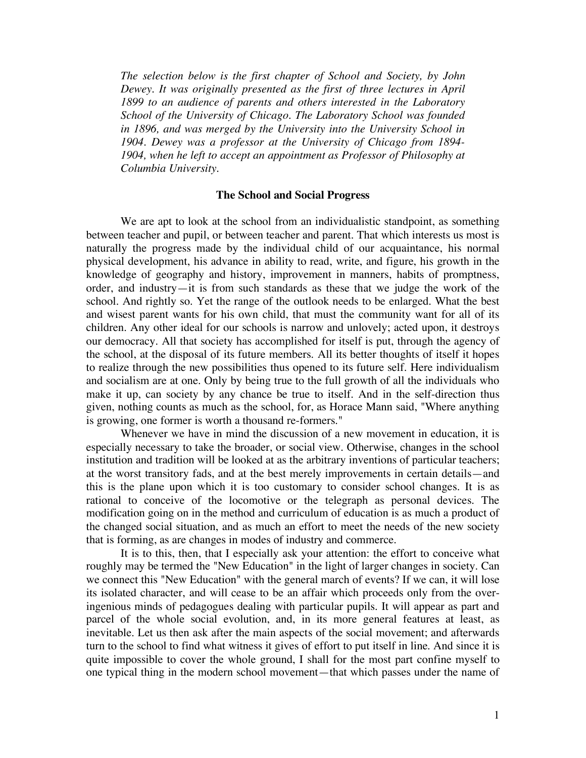*The selection below is the first chapter of School and Society, by John Dewey. It was originally presented as the first of three lectures in April 1899 to an audience of parents and others interested in the Laboratory School of the University of Chicago. The Laboratory School was founded in 1896, and was merged by the University into the University School in 1904. Dewey was a professor at the University of Chicago from 1894-1904, when he left to accept an appointment as Professor of Philosophy at Columbia University.*

## The School and Social Progress

We are apt to look at the school from an individualistic standpoint, as something between teacher and pupil, or between teacher and parent. That which interests us most is naturally the progress made by the individual child of our acquaintance, his normal physical development, his advance in ability to read, write, and figure, his growth in the knowledge of geography and history, improvement in manners, habits of promptness, order, and industry—it is from such standards as these that we judge the work of the school. And rightly so. Yet the range of the outlook needs to be enlarged. What the best and wisest parent wants for his own child, that must the community want for all of its children. Any other ideal for our schools is narrow and unlovely; acted upon, it destroys our democracy. All that society has accomplished for itself is put, through the agency of the school, at the disposal of its future members. All its better thoughts of itself it hopes to realize through the new possibilities thus opened to its future self. Here individualism and socialism are at one. Only by being true to the full growth of all the individuals who make it up, can society by any chance be true to itself. And in the self-direction thus given, nothing counts as much as the school, for, as Horace Mann said, "Where anything is growing, one former is worth a thousand re-formers."

Whenever we have in mind the discussion of a new movement in education, it is especially necessary to take the broader, or social view. Otherwise, changes in the school institution and tradition will be looked at as the arbitrary inventions of particular teachers; at the worst transitory fads, and at the best merely improvements in certain details—and this is the plane upon which it is too customary to consider school changes. It is as rational to conceive of the locomotive or the telegraph as personal devices. The modification going on in the method and curriculum of education is as much a product of the changed social situation, and as much an effort to meet the needs of the new society that is forming, as are changes in modes of industry and commerce.

It is to this, then, that I especially ask your attention: the effort to conceive what roughly may be termed the "New Education" in the light of larger changes in society. Can we connect this "New Education" with the general march of events? If we can, it will lose its isolated character, and will cease to be an affair which proceeds only from the over-ingenious minds of pedagogues dealing with particular pupils. It will appear as part and parcel of the whole social evolution, and, in its more general features at least, as inevitable. Let us then ask after the main aspects of the social movement; and afterwards turn to the school to find what witness it gives of effort to put itself in line. And since it is quite impossible to cover the whole ground, I shall for the most part confine myself to one typical thing in the modern school movement—that which passes under the name of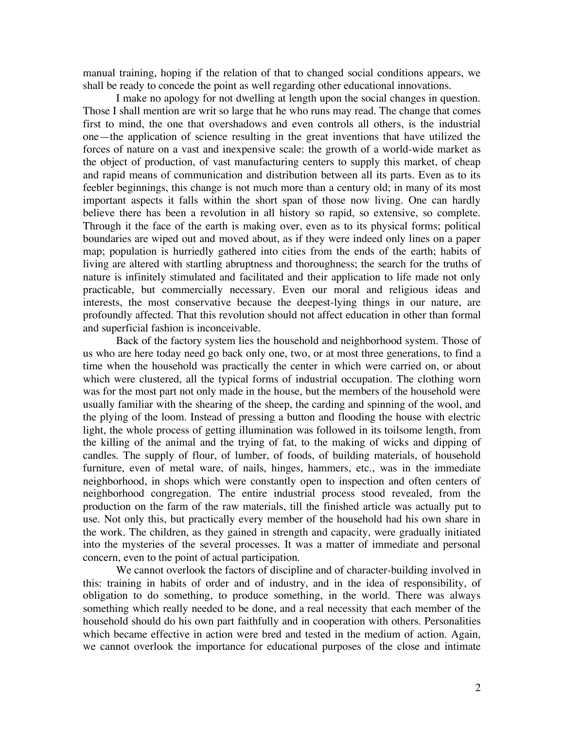manual training, hoping if the relation of that to changed social conditions appears, we shall be ready to concede the point as well regarding other educational innovations.

I make no apology for not dwelling at length upon the social changes in question. Those I shall mention are writ so large that he who runs may read. The change that comes first to mind, the one that overshadows and even controls all others, is the industrial one—the application of science resulting in the great inventions that have utilized the forces of nature on a vast and inexpensive scale: the growth of a world-wide market as the object of production, of vast manufacturing centers to supply this market, of cheap and rapid means of communication and distribution between all its parts. Even as to its feebler beginnings, this change is not much more than a century old; in many of its most important aspects it falls within the short span of those now living. One can hardly believe there has been a revolution in all history so rapid, so extensive, so complete. Through it the face of the earth is making over, even as to its physical forms; political boundaries are wiped out and moved about, as if they were indeed only lines on a paper map; population is hurriedly gathered into cities from the ends of the earth; habits of living are altered with startling abruptness and thoroughness; the search for the truths of nature is infinitely stimulated and facilitated and their application to life made not only practicable, but commercially necessary. Even our moral and religious ideas and interests, the most conservative because the deepest-lying things in our nature, are profoundly affected. That this revolution should not affect education in other than formal and superficial fashion is inconceivable.

Back of the factory system lies the household and neighborhood system. Those of us who are here today need go back only one, two, or at most three generations, to find a time when the household was practically the center in which were carried on, or about which were clustered, all the typical forms of industrial occupation. The clothing worn was for the most part not only made in the house, but the members of the household were usually familiar with the shearing of the sheep, the carding and spinning of the wool, and the plying of the loom. Instead of pressing a button and flooding the house with electric light, the whole process of getting illumination was followed in its toilsome length, from the killing of the animal and the trying of fat, to the making of wicks and dipping of candles. The supply of flour, of lumber, of foods, of building materials, of household furniture, even of metal ware, of nails, hinges, hammers, etc., was in the immediate neighborhood, in shops which were constantly open to inspection and often centers of neighborhood congregation. The entire industrial process stood revealed, from the production on the farm of the raw materials, till the finished article was actually put to use. Not only this, but practically every member of the household had his own share in the work. The children, as they gained in strength and capacity, were gradually initiated into the mysteries of the several processes. It was a matter of immediate and personal concern, even to the point of actual participation.

We cannot overlook the factors of discipline and of character-building involved in this: training in habits of order and of industry, and in the idea of responsibility, of obligation to do something, to produce something, in the world. There was always something which really needed to be done, and a real necessity that each member of the household should do his own part faithfully and in cooperation with others. Personalities which became effective in action were bred and tested in the medium of action. Again, we cannot overlook the importance for educational purposes of the close and intimate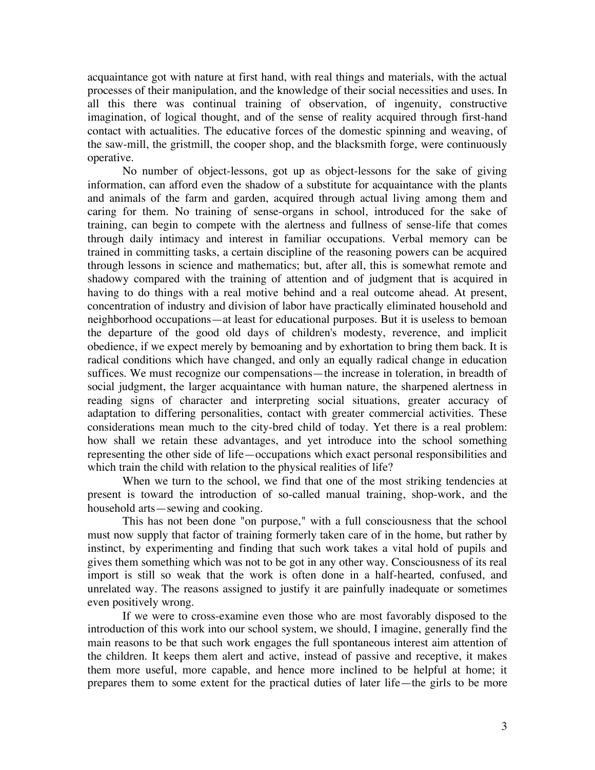acquaintance got with nature at first hand, with real things and materials, with the actual processes of their manipulation, and the knowledge of their social necessities and uses. In all this there was continual training of observation, of ingenuity, constructive imagination, of logical thought, and of the sense of reality acquired through first-hand contact with actualities. The educative forces of the domestic spinning and weaving, of the saw-mill, the gristmill, the cooper shop, and the blacksmith forge, were continuously operative.

No number of object-lessons, got up as object-lessons for the sake of giving information, can afford even the shadow of a substitute for acquaintance with the plants and animals of the farm and garden, acquired through actual living among them and caring for them. No training of sense-organs in school, introduced for the sake of training, can begin to compete with the alertness and fullness of sense-life that comes through daily intimacy and interest in familiar occupations. Verbal memory can be trained in committing tasks, a certain discipline of the reasoning powers can be acquired through lessons in science and mathematics; but, after all, this is somewhat remote and shadowy compared with the training of attention and of judgment that is acquired in having to do things with a real motive behind and a real outcome ahead. At present, concentration of industry and division of labor have practically eliminated household and neighborhood occupations—at least for educational purposes. But it is useless to bemoan the departure of the good old days of children's modesty, reverence, and implicit obedience, if we expect merely by bemoaning and by exhortation to bring them back. It is radical conditions which have changed, and only an equally radical change in education suffices. We must recognize our compensations—the increase in toleration, in breadth of social judgment, the larger acquaintance with human nature, the sharpened alertness in reading signs of character and interpreting social situations, greater accuracy of adaptation to differing personalities, contact with greater commercial activities. These considerations mean much to the city-bred child of today. Yet there is a real problem: how shall we retain these advantages, and yet introduce into the school something representing the other side of life—occupations which exact personal responsibilities and which train the child with relation to the physical realities of life?

When we turn to the school, we find that one of the most striking tendencies at present is toward the introduction of so-called manual training, shop-work, and the household arts—sewing and cooking.

This has not been done "on purpose," with a full consciousness that the school must now supply that factor of training formerly taken care of in the home, but rather by instinct, by experimenting and finding that such work takes a vital hold of pupils and gives them something which was not to be got in any other way. Consciousness of its real import is still so weak that the work is often done in a half-hearted, confused, and unrelated way. The reasons assigned to justify it are painfully inadequate or sometimes even positively wrong.

If we were to cross-examine even those who are most favorably disposed to the introduction of this work into our school system, we should, I imagine, generally find the main reasons to be that such work engages the full spontaneous interest aim attention of the children. It keeps them alert and active, instead of passive and receptive, it makes them more useful, more capable, and hence more inclined to be helpful at home; it prepares them to some extent for the practical duties of later life—the girls to be more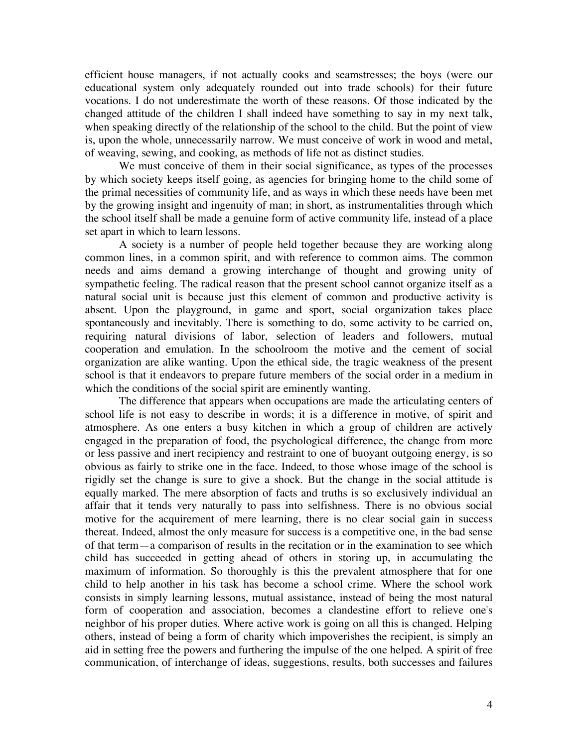efficient house managers, if not actually cooks and seamstresses; the boys (were our educational system only adequately rounded out into trade schools) for their future vocations. I do not underestimate the worth of these reasons. Of those indicated by the changed attitude of the children I shall indeed have something to say in my next talk, when speaking directly of the relationship of the school to the child. But the point of view is, upon the whole, unnecessarily narrow. We must conceive of work in wood and metal, of weaving, sewing, and cooking, as methods of life not as distinct studies.

We must conceive of them in their social significance, as types of the processes by which society keeps itself going, as agencies for bringing home to the child some of the primal necessities of community life, and as ways in which these needs have been met by the growing insight and ingenuity of man; in short, as instrumentalities through which the school itself shall be made a genuine form of active community life, instead of a place set apart in which to learn lessons.

A society is a number of people held together because they are working along common lines, in a common spirit, and with reference to common aims. The common needs and aims demand a growing interchange of thought and growing unity of sympathetic feeling. The radical reason that the present school cannot organize itself as a natural social unit is because just this element of common and productive activity is absent. Upon the playground, in game and sport, social organization takes place spontaneously and inevitably. There is something to do, some activity to be carried on, requiring natural divisions of labor, selection of leaders and followers, mutual cooperation and emulation. In the schoolroom the motive and the cement of social organization are alike wanting. Upon the ethical side, the tragic weakness of the present school is that it endeavors to prepare future members of the social order in a medium in which the conditions of the social spirit are eminently wanting.

The difference that appears when occupations are made the articulating centers of school life is not easy to describe in words; it is a difference in motive, of spirit and atmosphere. As one enters a busy kitchen in which a group of children are actively engaged in the preparation of food, the psychological difference, the change from more or less passive and inert recipiency and restraint to one of buoyant outgoing energy, is so obvious as fairly to strike one in the face. Indeed, to those whose image of the school is rigidly set the change is sure to give a shock. But the change in the social attitude is equally marked. The mere absorption of facts and truths is so exclusively individual an affair that it tends very naturally to pass into selfishness. There is no obvious social motive for the acquirement of mere learning, there is no clear social gain in success thereat. Indeed, almost the only measure for success is a competitive one, in the bad sense of that term—a comparison of results in the recitation or in the examination to see which child has succeeded in getting ahead of others in storing up, in accumulating the maximum of information. So thoroughly is this the prevalent atmosphere that for one child to help another in his task has become a school crime. Where the school work consists in simply learning lessons, mutual assistance, instead of being the most natural form of cooperation and association, becomes a clandestine effort to relieve one's neighbor of his proper duties. Where active work is going on all this is changed. Helping others, instead of being a form of charity which impoverishes the recipient, is simply an aid in setting free the powers and furthering the impulse of the one helped. A spirit of free communication, of interchange of ideas, suggestions, results, both successes and failures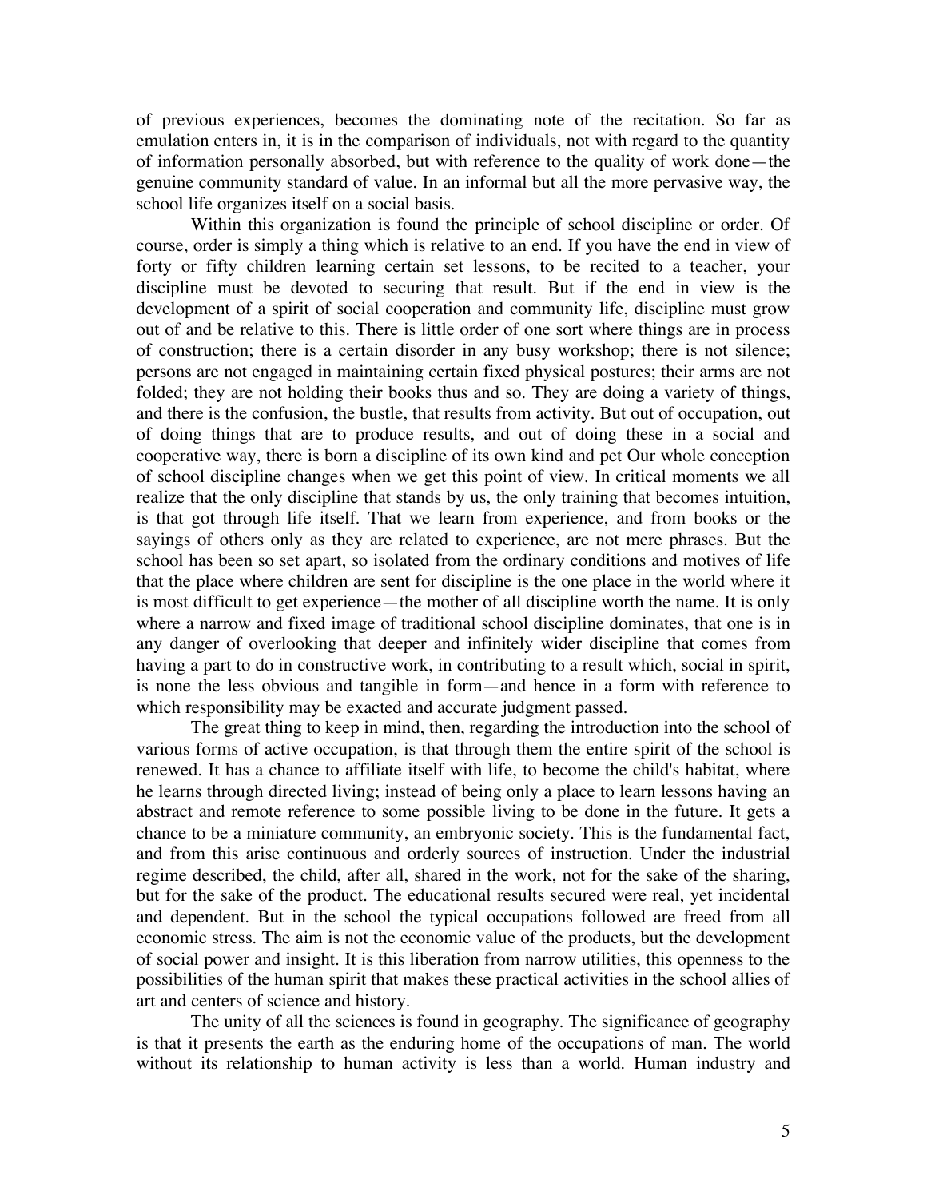of previous experiences, becomes the dominating note of the recitation. So far as emulation enters in, it is in the comparison of individuals, not with regard to the quantity of information personally absorbed, but with reference to the quality of work done—the genuine community standard of value. In an informal but all the more pervasive way, the school life organizes itself on a social basis.

Within this organization is found the principle of school discipline or order. Of course, order is simply a thing which is relative to an end. If you have the end in view of forty or fifty children learning certain set lessons, to be recited to a teacher, your discipline must be devoted to securing that result. But if the end in view is the development of a spirit of social cooperation and community life, discipline must grow out of and be relative to this. There is little order of one sort where things are in process of construction; there is a certain disorder in any busy workshop; there is not silence; persons are not engaged in maintaining certain fixed physical postures; their arms are not folded; they are not holding their books thus and so. They are doing a variety of things, and there is the confusion, the bustle, that results from activity. But out of occupation, out of doing things that are to produce results, and out of doing these in a social and cooperative way, there is born a discipline of its own kind and pet Our whole conception of school discipline changes when we get this point of view. In critical moments we all realize that the only discipline that stands by us, the only training that becomes intuition, is that got through life itself. That we learn from experience, and from books or the sayings of others only as they are related to experience, are not mere phrases. But the school has been so set apart, so isolated from the ordinary conditions and motives of life that the place where children are sent for discipline is the one place in the world where it is most difficult to get experience—the mother of all discipline worth the name. It is only where a narrow and fixed image of traditional school discipline dominates, that one is in any danger of overlooking that deeper and infinitely wider discipline that comes from having a part to do in constructive work, in contributing to a result which, social in spirit, is none the less obvious and tangible in form—and hence in a form with reference to which responsibility may be exacted and accurate judgment passed.

The great thing to keep in mind, then, regarding the introduction into the school of various forms of active occupation, is that through them the entire spirit of the school is renewed. It has a chance to affiliate itself with life, to become the child's habitat, where he learns through directed living; instead of being only a place to learn lessons having an abstract and remote reference to some possible living to be done in the future. It gets a chance to be a miniature community, an embryonic society. This is the fundamental fact, and from this arise continuous and orderly sources of instruction. Under the industrial regime described, the child, after all, shared in the work, not for the sake of the sharing, but for the sake of the product. The educational results secured were real, yet incidental and dependent. But in the school the typical occupations followed are freed from all economic stress. The aim is not the economic value of the products, but the development of social power and insight. It is this liberation from narrow utilities, this openness to the possibilities of the human spirit that makes these practical activities in the school allies of art and centers of science and history.

The unity of all the sciences is found in geography. The significance of geography is that it presents the earth as the enduring home of the occupations of man. The world without its relationship to human activity is less than a world. Human industry and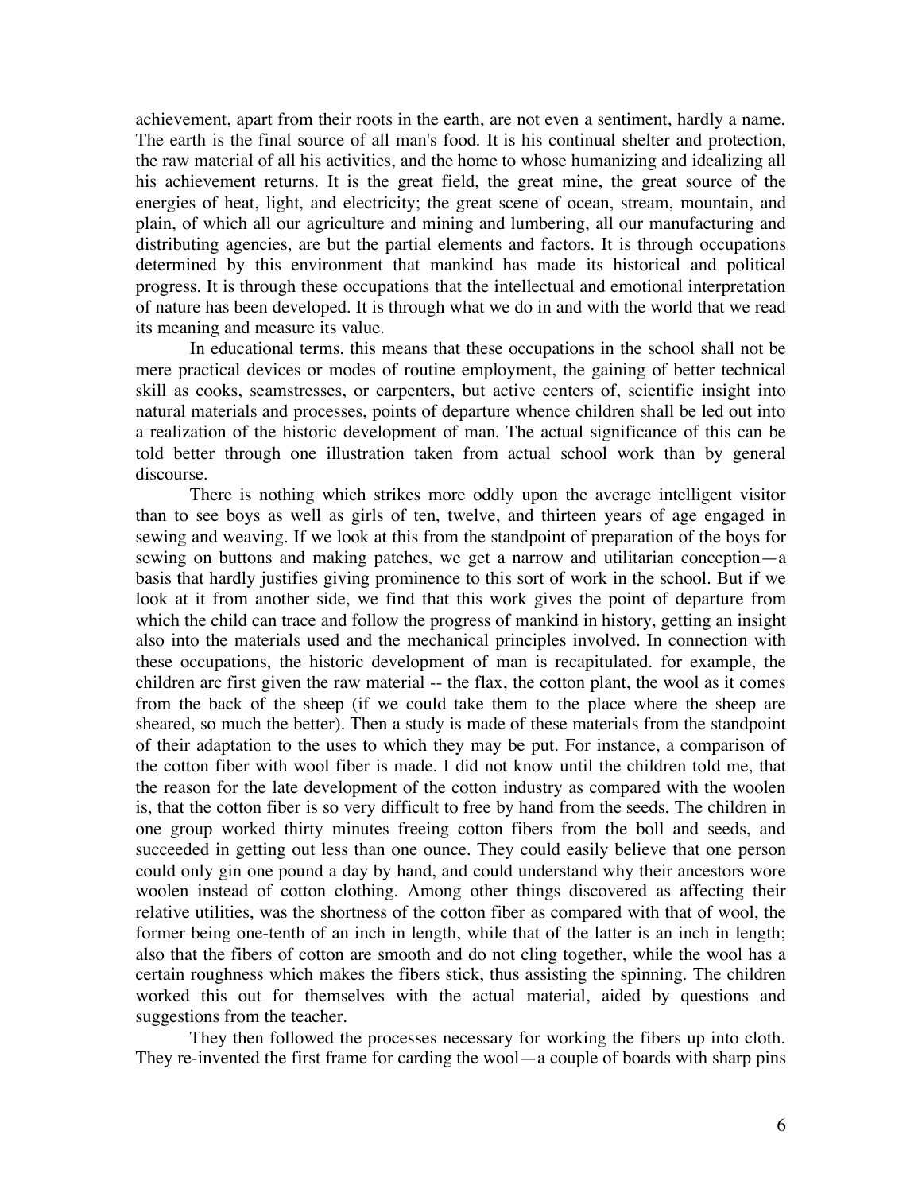achievement, apart from their roots in the earth, are not even a sentiment, hardly a name. The earth is the final source of all man's food. It is his continual shelter and protection, the raw material of all his activities, and the home to whose humanizing and idealizing all his achievement returns. It is the great field, the great mine, the great source of the energies of heat, light, and electricity; the great scene of ocean, stream, mountain, and plain, of which all our agriculture and mining and lumbering, all our manufacturing and distributing agencies, are but the partial elements and factors. It is through occupations determined by this environment that mankind has made its historical and political progress. It is through these occupations that the intellectual and emotional interpretation of nature has been developed. It is through what we do in and with the world that we read its meaning and measure its value.

In educational terms, this means that these occupations in the school shall not be mere practical devices or modes of routine employment, the gaining of better technical skill as cooks, seamstresses, or carpenters, but active centers of, scientific insight into natural materials and processes, points of departure whence children shall be led out into a realization of the historic development of man. The actual significance of this can be told better through one illustration taken from actual school work than by general discourse.

There is nothing which strikes more oddly upon the average intelligent visitor than to see boys as well as girls of ten, twelve, and thirteen years of age engaged in sewing and weaving. If we look at this from the standpoint of preparation of the boys for sewing on buttons and making patches, we get a narrow and utilitarian conception—a basis that hardly justifies giving prominence to this sort of work in the school. But if we look at it from another side, we find that this work gives the point of departure from which the child can trace and follow the progress of mankind in history, getting an insight also into the materials used and the mechanical principles involved. In connection with these occupations, the historic development of man is recapitulated. for example, the children arc first given the raw material -- the flax, the cotton plant, the wool as it comes from the back of the sheep (if we could take them to the place where the sheep are sheared, so much the better). Then a study is made of these materials from the standpoint of their adaptation to the uses to which they may be put. For instance, a comparison of the cotton fiber with wool fiber is made. I did not know until the children told me, that the reason for the late development of the cotton industry as compared with the woolen is, that the cotton fiber is so very difficult to free by hand from the seeds. The children in one group worked thirty minutes freeing cotton fibers from the boll and seeds, and succeeded in getting out less than one ounce. They could easily believe that one person could only gin one pound a day by hand, and could understand why their ancestors wore woolen instead of cotton clothing. Among other things discovered as affecting their relative utilities, was the shortness of the cotton fiber as compared with that of wool, the former being one-tenth of an inch in length, while that of the latter is an inch in length; also that the fibers of cotton are smooth and do not cling together, while the wool has a certain roughness which makes the fibers stick, thus assisting the spinning. The children worked this out for themselves with the actual material, aided by questions and suggestions from the teacher.

They then followed the processes necessary for working the fibers up into cloth. They re-invented the first frame for carding the wool—a couple of boards with sharp pins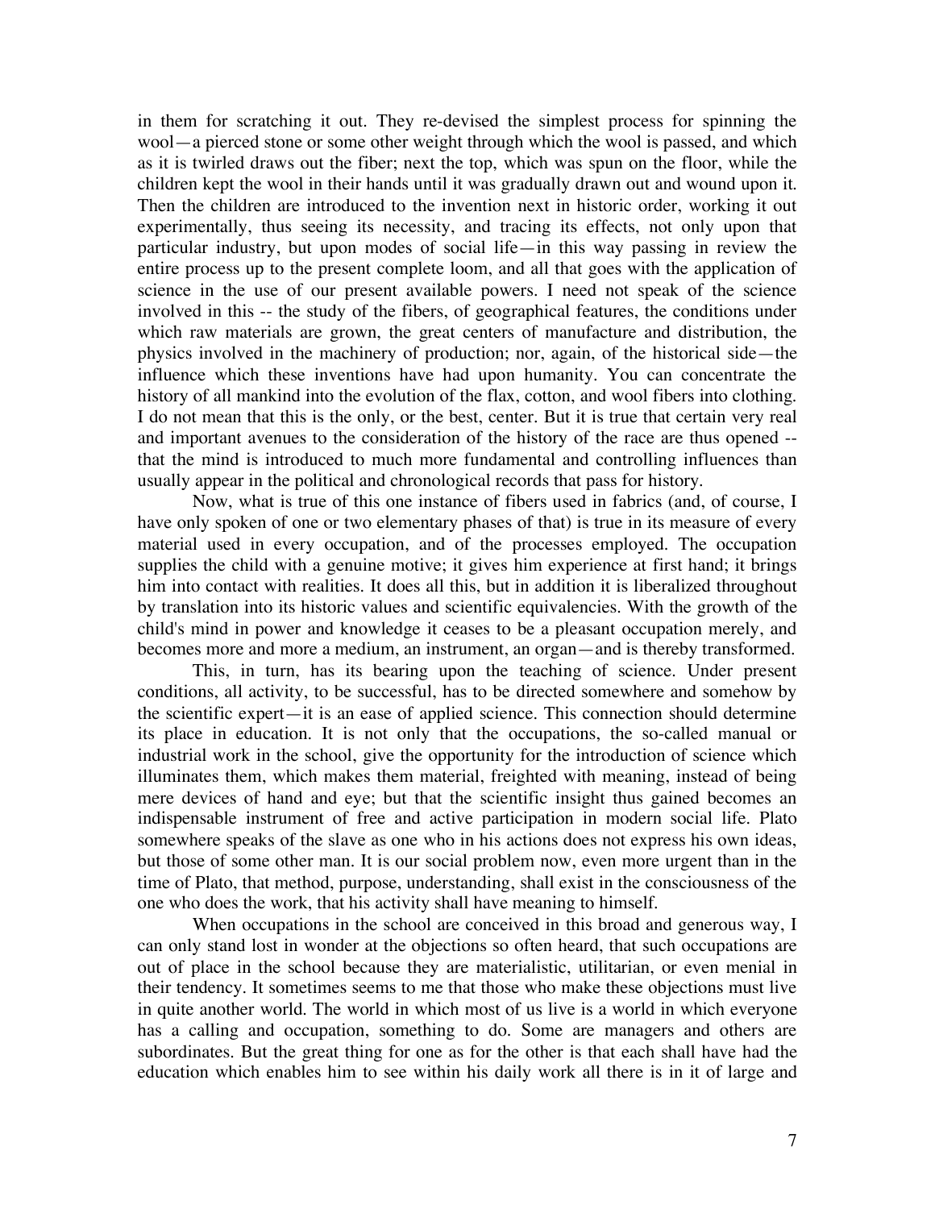in them for scratching it out. They re-devised the simplest process for spinning the wool—a pierced stone or some other weight through which the wool is passed, and which as it is twirled draws out the fiber; next the top, which was spun on the floor, while the children kept the wool in their hands until it was gradually drawn out and wound upon it. Then the children are introduced to the invention next in historic order, working it out experimentally, thus seeing its necessity, and tracing its effects, not only upon that particular industry, but upon modes of social life—in this way passing in review the entire process up to the present complete loom, and all that goes with the application of science in the use of our present available powers. I need not speak of the science involved in this -- the study of the fibers, of geographical features, the conditions under which raw materials are grown, the great centers of manufacture and distribution, the physics involved in the machinery of production; nor, again, of the historical side—the influence which these inventions have had upon humanity. You can concentrate the history of all mankind into the evolution of the flax, cotton, and wool fibers into clothing. I do not mean that this is the only, or the best, center. But it is true that certain very real and important avenues to the consideration of the history of the race are thus opened -- that the mind is introduced to much more fundamental and controlling influences than usually appear in the political and chronological records that pass for history.

Now, what is true of this one instance of fibers used in fabrics (and, of course, I have only spoken of one or two elementary phases of that) is true in its measure of every material used in every occupation, and of the processes employed. The occupation supplies the child with a genuine motive; it gives him experience at first hand; it brings him into contact with realities. It does all this, but in addition it is liberalized throughout by translation into its historic values and scientific equivalencies. With the growth of the child's mind in power and knowledge it ceases to be a pleasant occupation merely, and becomes more and more a medium, an instrument, an organ—and is thereby transformed.

This, in turn, has its bearing upon the teaching of science. Under present conditions, all activity, to be successful, has to be directed somewhere and somehow by the scientific expert—it is an ease of applied science. This connection should determine its place in education. It is not only that the occupations, the so-called manual or industrial work in the school, give the opportunity for the introduction of science which illuminates them, which makes them material, freighted with meaning, instead of being mere devices of hand and eye; but that the scientific insight thus gained becomes an indispensable instrument of free and active participation in modern social life. Plato somewhere speaks of the slave as one who in his actions does not express his own ideas, but those of some other man. It is our social problem now, even more urgent than in the time of Plato, that method, purpose, understanding, shall exist in the consciousness of the one who does the work, that his activity shall have meaning to himself.

When occupations in the school are conceived in this broad and generous way, I can only stand lost in wonder at the objections so often heard, that such occupations are out of place in the school because they are materialistic, utilitarian, or even menial in their tendency. It sometimes seems to me that those who make these objections must live in quite another world. The world in which most of us live is a world in which everyone has a calling and occupation, something to do. Some are managers and others are subordinates. But the great thing for one as for the other is that each shall have had the education which enables him to see within his daily work all there is in it of large and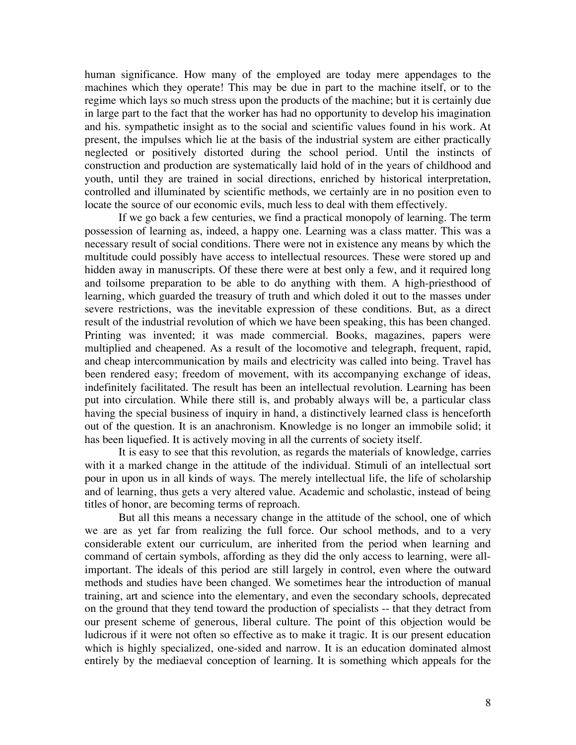human significance. How many of the employed are today mere appendages to the machines which they operate! This may be due in part to the machine itself, or to the regime which lays so much stress upon the products of the machine; but it is certainly due in large part to the fact that the worker has had no opportunity to develop his imagination and his. sympathetic insight as to the social and scientific values found in his work. At present, the impulses which lie at the basis of the industrial system are either practically neglected or positively distorted during the school period. Until the instincts of construction and production are systematically laid hold of in the years of childhood and youth, until they are trained in social directions, enriched by historical interpretation, controlled and illuminated by scientific methods, we certainly are in no position even to locate the source of our economic evils, much less to deal with them effectively.

If we go back a few centuries, we find a practical monopoly of learning. The term possession of learning as, indeed, a happy one. Learning was a class matter. This was a necessary result of social conditions. There were not in existence any means by which the multitude could possibly have access to intellectual resources. These were stored up and hidden away in manuscripts. Of these there were at best only a few, and it required long and toilsome preparation to be able to do anything with them. A high-priesthood of learning, which guarded the treasury of truth and which doled it out to the masses under severe restrictions, was the inevitable expression of these conditions. But, as a direct result of the industrial revolution of which we have been speaking, this has been changed. Printing was invented; it was made commercial. Books, magazines, papers were multiplied and cheapened. As a result of the locomotive and telegraph, frequent, rapid, and cheap intercommunication by mails and electricity was called into being. Travel has been rendered easy; freedom of movement, with its accompanying exchange of ideas, indefinitely facilitated. The result has been an intellectual revolution. Learning has been put into circulation. While there still is, and probably always will be, a particular class having the special business of inquiry in hand, a distinctively learned class is henceforth out of the question. It is an anachronism. Knowledge is no longer an immobile solid; it has been liquefied. It is actively moving in all the currents of society itself.

It is easy to see that this revolution, as regards the materials of knowledge, carries with it a marked change in the attitude of the individual. Stimuli of an intellectual sort pour in upon us in all kinds of ways. The merely intellectual life, the life of scholarship and of learning, thus gets a very altered value. Academic and scholastic, instead of being titles of honor, are becoming terms of reproach.

But all this means a necessary change in the attitude of the school, one of which we are as yet far from realizing the full force. Our school methods, and to a very considerable extent our curriculum, are inherited from the period when learning and command of certain symbols, affording as they did the only access to learning, were all-important. The ideals of this period are still largely in control, even where the outward methods and studies have been changed. We sometimes hear the introduction of manual training, art and science into the elementary, and even the secondary schools, deprecated on the ground that they tend toward the production of specialists -- that they detract from our present scheme of generous, liberal culture. The point of this objection would be ludicrous if it were not often so effective as to make it tragic. It is our present education which is highly specialized, one-sided and narrow. It is an education dominated almost entirely by the mediaeval conception of learning. It is something which appeals for the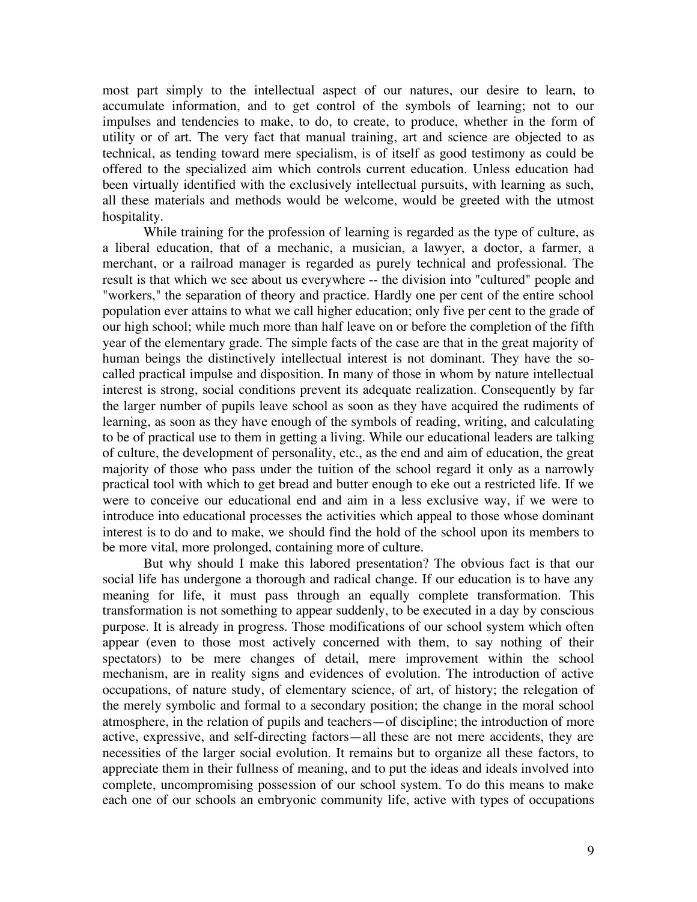most part simply to the intellectual aspect of our natures, our desire to learn, to accumulate information, and to get control of the symbols of learning; not to our impulses and tendencies to make, to do, to create, to produce, whether in the form of utility or of art. The very fact that manual training, art and science are objected to as technical, as tending toward mere specialism, is of itself as good testimony as could be offered to the specialized aim which controls current education. Unless education had been virtually identified with the exclusively intellectual pursuits, with learning as such, all these materials and methods would be welcome, would be greeted with the utmost hospitality.

While training for the profession of learning is regarded as the type of culture, as a liberal education, that of a mechanic, a musician, a lawyer, a doctor, a farmer, a merchant, or a railroad manager is regarded as purely technical and professional. The result is that which we see about us everywhere -- the division into "cultured" people and "workers," the separation of theory and practice. Hardly one per cent of the entire school population ever attains to what we call higher education; only five per cent to the grade of our high school; while much more than half leave on or before the completion of the fifth year of the elementary grade. The simple facts of the case are that in the great majority of human beings the distinctively intellectual interest is not dominant. They have the so-called practical impulse and disposition. In many of those in whom by nature intellectual interest is strong, social conditions prevent its adequate realization. Consequently by far the larger number of pupils leave school as soon as they have acquired the rudiments of learning, as soon as they have enough of the symbols of reading, writing, and calculating to be of practical use to them in getting a living. While our educational leaders are talking of culture, the development of personality, etc., as the end and aim of education, the great majority of those who pass under the tuition of the school regard it only as a narrowly practical tool with which to get bread and butter enough to eke out a restricted life. If we were to conceive our educational end and aim in a less exclusive way, if we were to introduce into educational processes the activities which appeal to those whose dominant interest is to do and to make, we should find the hold of the school upon its members to be more vital, more prolonged, containing more of culture.

But why should I make this labored presentation? The obvious fact is that our social life has undergone a thorough and radical change. If our education is to have any meaning for life, it must pass through an equally complete transformation. This transformation is not something to appear suddenly, to be executed in a day by conscious purpose. It is already in progress. Those modifications of our school system which often appear (even to those most actively concerned with them, to say nothing of their spectators) to be mere changes of detail, mere improvement within the school mechanism, are in reality signs and evidences of evolution. The introduction of active occupations, of nature study, of elementary science, of art, of history; the relegation of the merely symbolic and formal to a secondary position; the change in the moral school atmosphere, in the relation of pupils and teachers—of discipline; the introduction of more active, expressive, and self-directing factors—all these are not mere accidents, they are necessities of the larger social evolution. It remains but to organize all these factors, to appreciate them in their fullness of meaning, and to put the ideas and ideals involved into complete, uncompromising possession of our school system. To do this means to make each one of our schools an embryonic community life, active with types of occupations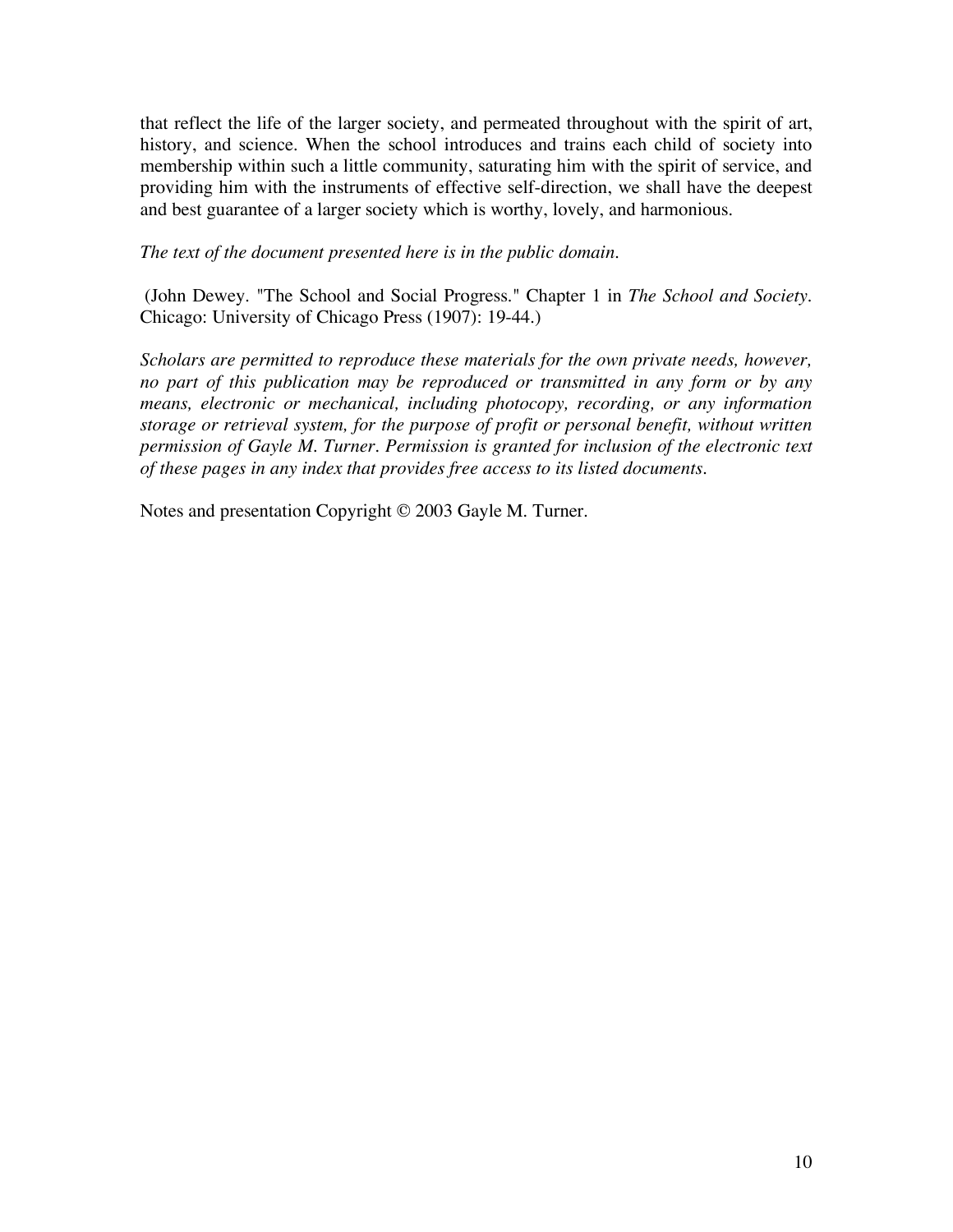that reflect the life of the larger society, and permeated throughout with the spirit of art, history, and science. When the school introduces and trains each child of society into membership within such a little community, saturating him with the spirit of service, and providing him with the instruments of effective self-direction, we shall have the deepest and best guarantee of a larger society which is worthy, lovely, and harmonious.

*The text of the document presented here is in the public domain.*

(John Dewey. "The School and Social Progress." Chapter 1 in *The School and Society*. Chicago: University of Chicago Press (1907): 19-44.)

*Scholars are permitted to reproduce these materials for the own private needs, however, no part of this publication may be reproduced or transmitted in any form or by any means, electronic or mechanical, including photocopy, recording, or any information storage or retrieval system, for the purpose of profit or personal benefit, without written permission of Gayle M. Turner. Permission is granted for inclusion of the electronic text of these pages in any index that provides free access to its listed documents.*

Notes and presentation Copyright © 2003 Gayle M. Turner.